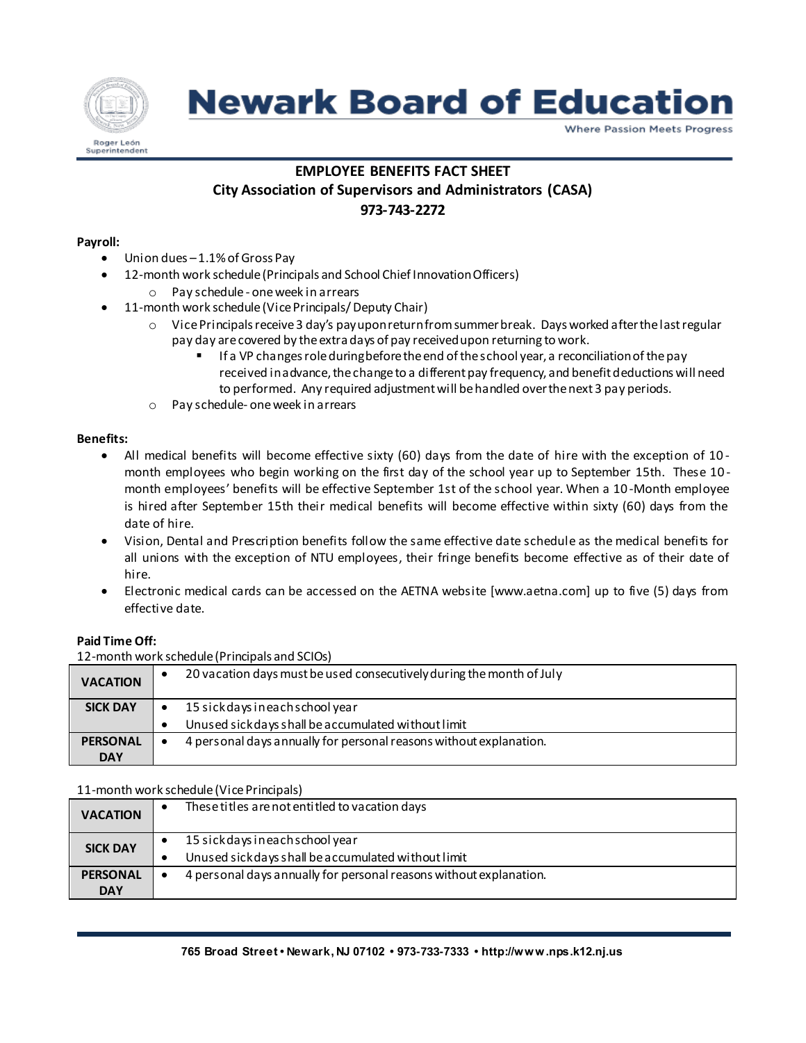# Newark Board of Education

Where Passion Meets Progress

Roger León
Superintendent

## EMPLOYEE BENEFITS FACT SHEET
## City Association of Supervisors and Administrators (CASA)
## 973-743-2272

**Payroll:**

- Union dues – 1.1% of Gross Pay
- 12-month work schedule (Principals and School Chief Innovation Officers)
  - Pay schedule - one week in arrears
- 11-month work schedule (Vice Principals/ Deputy Chair)
  - Vice Principals receive 3 day's pay upon return from summer break. Days worked after the last regular pay day are covered by the extra days of pay received upon returning to work.
    - If a VP changes role during before the end of the school year, a reconciliation of the pay received in advance, the change to a different pay frequency, and benefit deductions will need to performed. Any required adjustment will be handled over the next 3 pay periods.
  - Pay schedule- one week in arrears

**Benefits:**

- All medical benefits will become effective sixty (60) days from the date of hire with the exception of 10-month employees who begin working on the first day of the school year up to September 15th. These 10-month employees' benefits will be effective September 1st of the school year. When a 10-Month employee is hired after September 15th their medical benefits will become effective within sixty (60) days from the date of hire.
- Vision, Dental and Prescription benefits follow the same effective date schedule as the medical benefits for all unions with the exception of NTU employees, their fringe benefits become effective as of their date of hire.
- Electronic medical cards can be accessed on the AETNA website [www.aetna.com] up to five (5) days from effective date.

**Paid Time Off:**

12-month work schedule (Principals and SCIOs)

| | |
|---|---|
| **VACATION** | • 20 vacation days must be used consecutively during the month of July |
| **SICK DAY** | • 15 sick days in each school year<br>• Unused sick days shall be accumulated without limit |
| **PERSONAL DAY** | • 4 personal days annually for personal reasons without explanation. |

11-month work schedule (Vice Principals)

| | |
|---|---|
| **VACATION** | • These titles are not entitled to vacation days |
| **SICK DAY** | • 15 sick days in each school year<br>• Unused sick days shall be accumulated without limit |
| **PERSONAL DAY** | • 4 personal days annually for personal reasons without explanation. |

765 Broad Street • Newark, NJ 07102 • 973-733-7333 • http://www.nps.k12.nj.us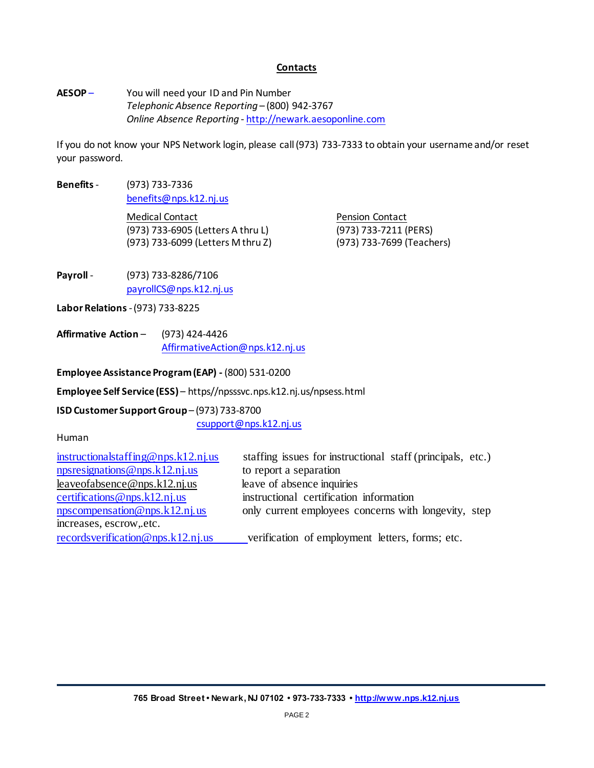**Contacts**

**AESOP –** You will need your ID and Pin Number
*Telephonic Absence Reporting* – (800) 942-3767
*Online Absence Reporting* - http://newark.aesoponline.com

If you do not know your NPS Network login, please call (973) 733-7333 to obtain your username and/or reset your password.

**Benefits** - (973) 733-7336
benefits@nps.k12.nj.us

| Medical Contact | Pension Contact |
|---|---|
| (973) 733-6905 (Letters A thru L) | (973) 733-7211 (PERS) |
| (973) 733-6099 (Letters M thru Z) | (973) 733-7699 (Teachers) |

**Payroll** - (973) 733-8286/7106
payrollCS@nps.k12.nj.us

**Labor Relations** - (973) 733-8225

**Affirmative Action** – (973) 424-4426
AffirmativeAction@nps.k12.nj.us

**Employee Assistance Program (EAP) -** (800) 531-0200

**Employee Self Service (ESS)** – https//npsssvc.nps.k12.nj.us/npsess.html

**ISD Customer Support Group** – (973) 733-8700
csupport@nps.k12.nj.us

Human

| | |
|---|---|
| instructionalstaffing@nps.k12.nj.us | staffing issues for instructional staff (principals, etc.) |
| npsresignations@nps.k12.nj.us | to report a separation |
| leaveofabsence@nps.k12.nj.us | leave of absence inquiries |
| certifications@nps.k12.nj.us | instructional certification information |
| npscompensation@nps.k12.nj.us | only current employees concerns with longevity, step increases, escrow,.etc. |
| recordsverification@nps.k12.nj.us | verification of employment letters, forms; etc. |

765 Broad Street • Newark, NJ 07102 • 973-733-7333 • http://www.nps.k12.nj.us